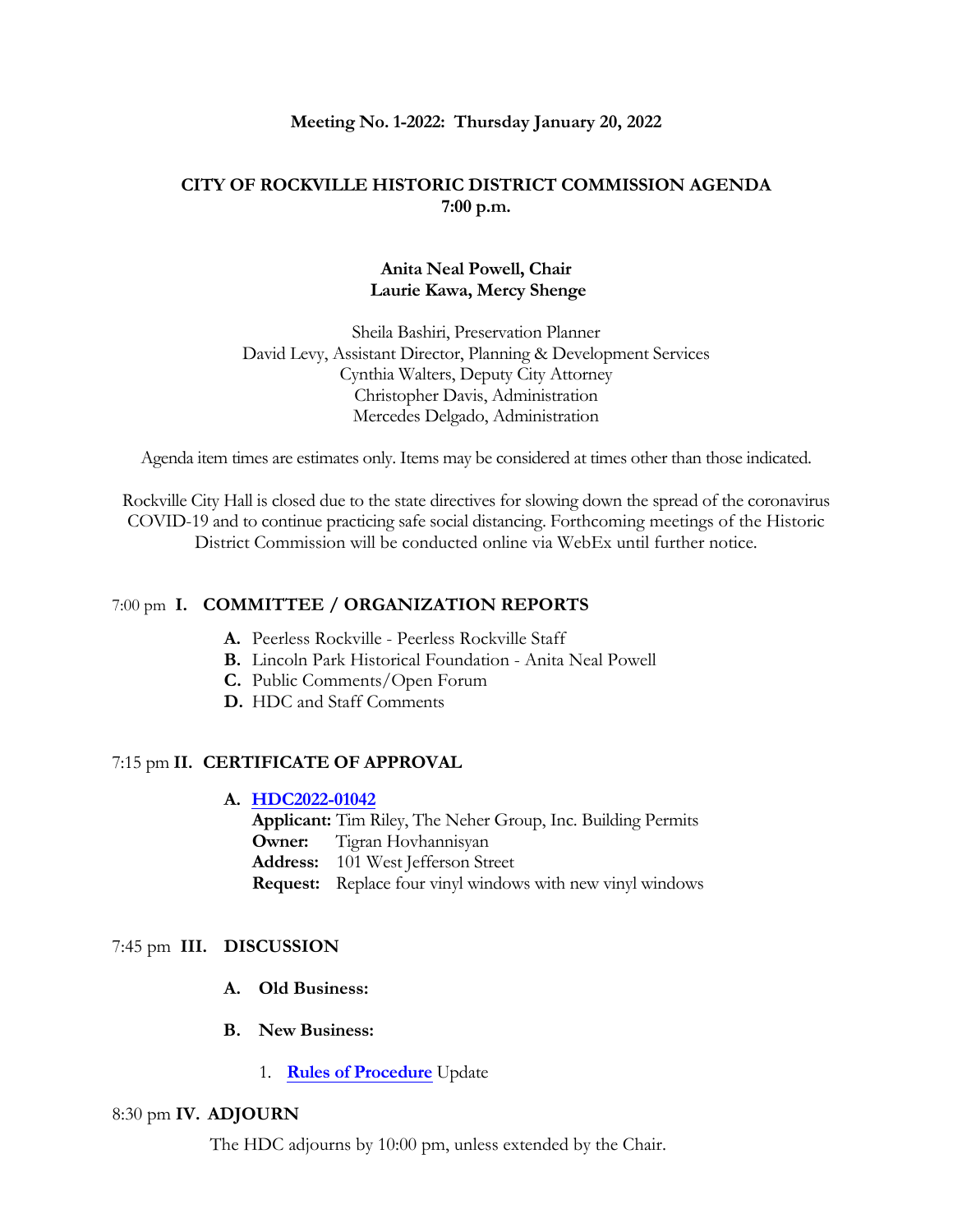**Meeting No. 1-2022: Thursday January 20, 2022**

# CITY OF ROCKVILLE HISTORIC DISTRICT COMMISSION AGENDA
## 7:00 p.m.

**Anita Neal Powell, Chair**
**Laurie Kawa, Mercy Shenge**

Sheila Bashiri, Preservation Planner
David Levy, Assistant Director, Planning & Development Services
Cynthia Walters, Deputy City Attorney
Christopher Davis, Administration
Mercedes Delgado, Administration

Agenda item times are estimates only. Items may be considered at times other than those indicated.

Rockville City Hall is closed due to the state directives for slowing down the spread of the coronavirus COVID-19 and to continue practicing safe social distancing. Forthcoming meetings of the Historic District Commission will be conducted online via WebEx until further notice.

## 7:00 pm **I. COMMITTEE / ORGANIZATION REPORTS**

- **A.** Peerless Rockville - Peerless Rockville Staff
- **B.** Lincoln Park Historical Foundation - Anita Neal Powell
- **C.** Public Comments/Open Forum
- **D.** HDC and Staff Comments

## 7:15 pm **II. CERTIFICATE OF APPROVAL**

**A. HDC2022-01042**

**Applicant:** Tim Riley, The Neher Group, Inc. Building Permits
**Owner:** Tigran Hovhannisyan
**Address:** 101 West Jefferson Street
**Request:** Replace four vinyl windows with new vinyl windows

## 7:45 pm **III. DISCUSSION**

**A. Old Business:**

**B. New Business:**

1. **Rules of Procedure** Update

## 8:30 pm **IV. ADJOURN**

The HDC adjourns by 10:00 pm, unless extended by the Chair.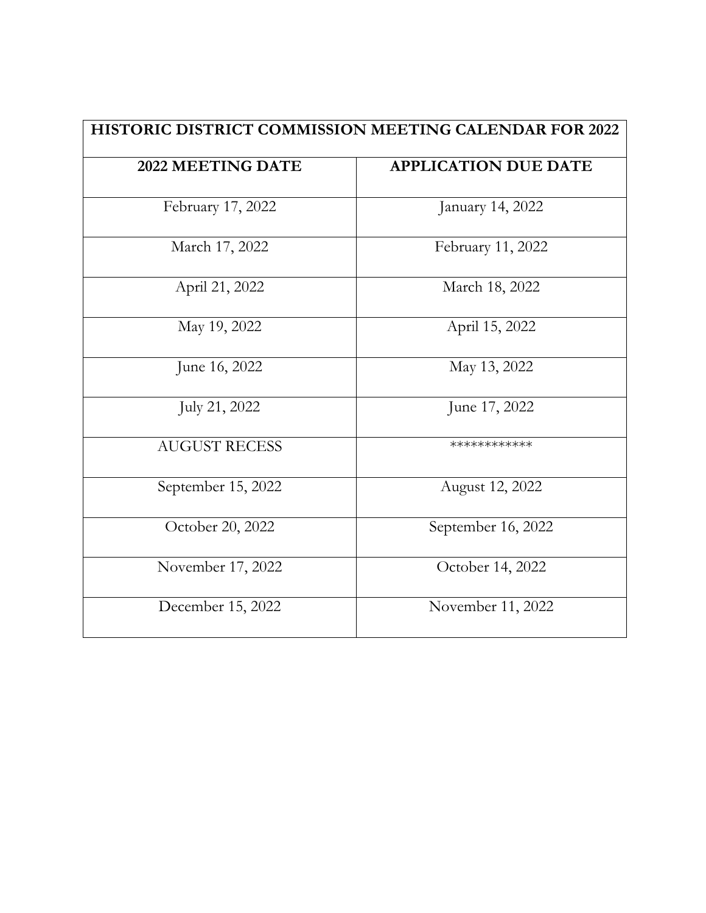| HISTORIC DISTRICT COMMISSION MEETING CALENDAR FOR 2022 | |
|---|---|
| **2022 MEETING DATE** | **APPLICATION DUE DATE** |
| February 17, 2022 | January 14, 2022 |
| March 17, 2022 | February 11, 2022 |
| April 21, 2022 | March 18, 2022 |
| May 19, 2022 | April 15, 2022 |
| June 16, 2022 | May 13, 2022 |
| July 21, 2022 | June 17, 2022 |
| AUGUST RECESS | ************ |
| September 15, 2022 | August 12, 2022 |
| October 20, 2022 | September 16, 2022 |
| November 17, 2022 | October 14, 2022 |
| December 15, 2022 | November 11, 2022 |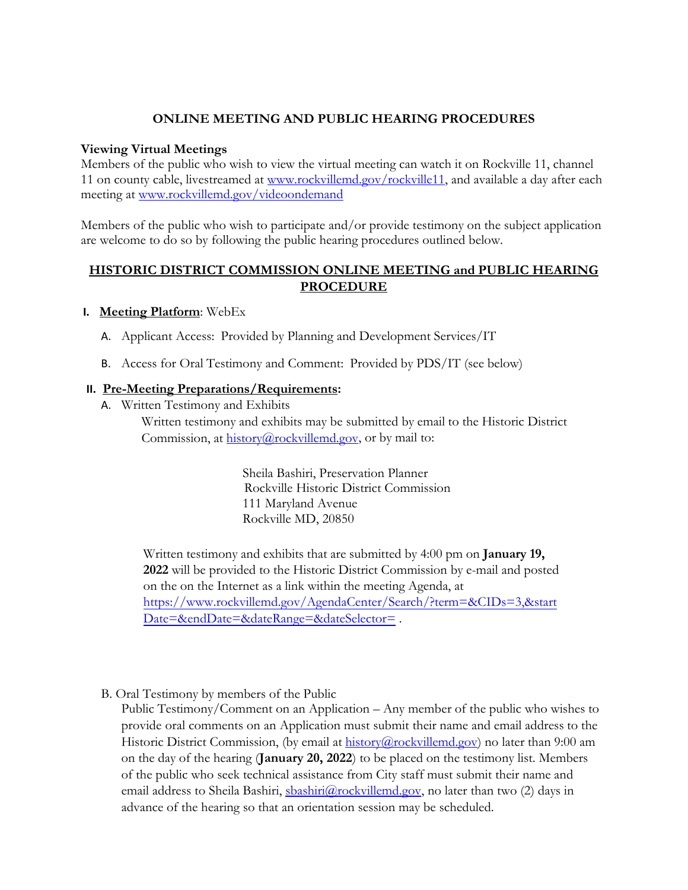## ONLINE MEETING AND PUBLIC HEARING PROCEDURES

**Viewing Virtual Meetings**
Members of the public who wish to view the virtual meeting can watch it on Rockville 11, channel 11 on county cable, livestreamed at www.rockvillemd.gov/rockville11, and available a day after each meeting at www.rockvillemd.gov/videoondemand

Members of the public who wish to participate and/or provide testimony on the subject application are welcome to do so by following the public hearing procedures outlined below.

## HISTORIC DISTRICT COMMISSION ONLINE MEETING and PUBLIC HEARING PROCEDURE

I. **Meeting Platform**: WebEx

A. Applicant Access: Provided by Planning and Development Services/IT

B. Access for Oral Testimony and Comment: Provided by PDS/IT (see below)

II. **Pre-Meeting Preparations/Requirements:**

A. Written Testimony and Exhibits

Written testimony and exhibits may be submitted by email to the Historic District Commission, at history@rockvillemd.gov, or by mail to:

Sheila Bashiri, Preservation Planner
Rockville Historic District Commission
111 Maryland Avenue
Rockville MD, 20850

Written testimony and exhibits that are submitted by 4:00 pm on **January 19, 2022** will be provided to the Historic District Commission by e-mail and posted on the on the Internet as a link within the meeting Agenda, at https://www.rockvillemd.gov/AgendaCenter/Search/?term=&CIDs=3,&startDate=&endDate=&dateRange=&dateSelector= .

B. Oral Testimony by members of the Public

Public Testimony/Comment on an Application – Any member of the public who wishes to provide oral comments on an Application must submit their name and email address to the Historic District Commission, (by email at history@rockvillemd.gov) no later than 9:00 am on the day of the hearing (**January 20, 2022**) to be placed on the testimony list. Members of the public who seek technical assistance from City staff must submit their name and email address to Sheila Bashiri, sbashiri@rockvillemd.gov, no later than two (2) days in advance of the hearing so that an orientation session may be scheduled.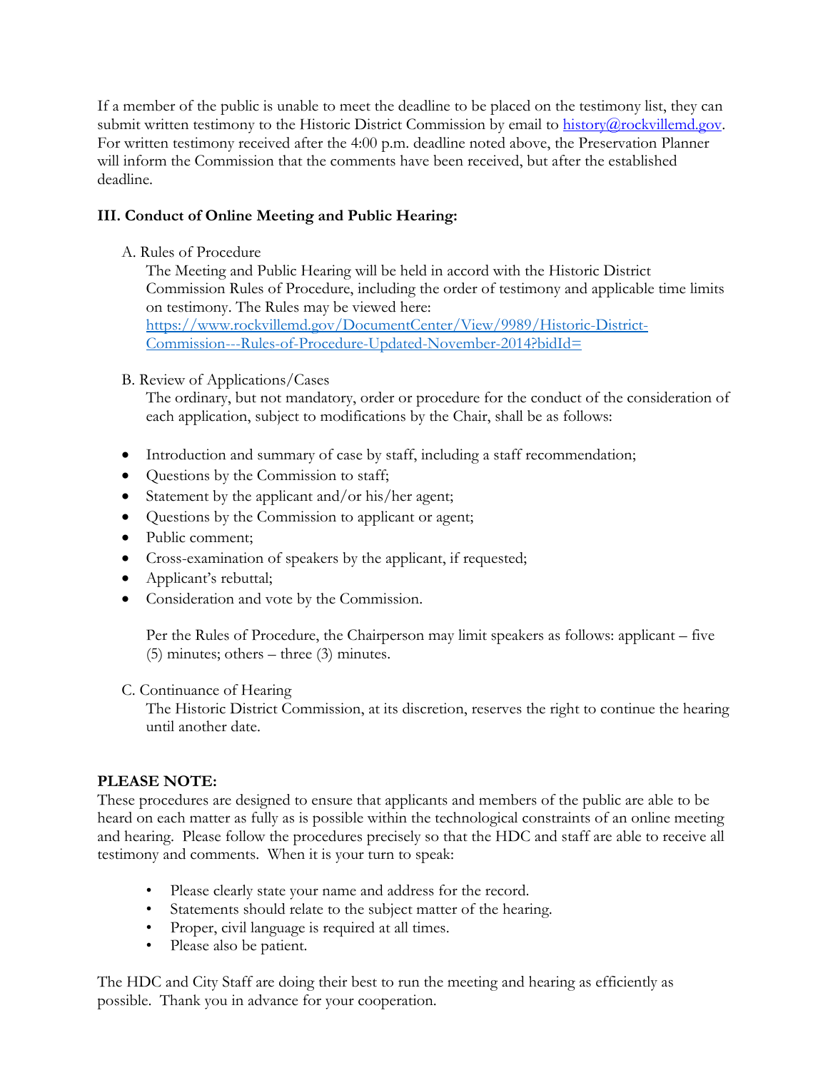If a member of the public is unable to meet the deadline to be placed on the testimony list, they can submit written testimony to the Historic District Commission by email to [history@rockvillemd.gov](mailto:history@rockvillemd.gov). For written testimony received after the 4:00 p.m. deadline noted above, the Preservation Planner will inform the Commission that the comments have been received, but after the established deadline.

**III. Conduct of Online Meeting and Public Hearing:**

A. Rules of Procedure

The Meeting and Public Hearing will be held in accord with the Historic District Commission Rules of Procedure, including the order of testimony and applicable time limits on testimony. The Rules may be viewed here: [https://www.rockvillemd.gov/DocumentCenter/View/9989/Historic-District-Commission---Rules-of-Procedure-Updated-November-2014?bidId=](https://www.rockvillemd.gov/DocumentCenter/View/9989/Historic-District-Commission---Rules-of-Procedure-Updated-November-2014?bidId=)

B. Review of Applications/Cases

The ordinary, but not mandatory, order or procedure for the conduct of the consideration of each application, subject to modifications by the Chair, shall be as follows:

- Introduction and summary of case by staff, including a staff recommendation;
- Questions by the Commission to staff;
- Statement by the applicant and/or his/her agent;
- Questions by the Commission to applicant or agent;
- Public comment;
- Cross-examination of speakers by the applicant, if requested;
- Applicant's rebuttal;
- Consideration and vote by the Commission.

Per the Rules of Procedure, the Chairperson may limit speakers as follows: applicant – five (5) minutes; others – three (3) minutes.

C. Continuance of Hearing

The Historic District Commission, at its discretion, reserves the right to continue the hearing until another date.

**PLEASE NOTE:**

These procedures are designed to ensure that applicants and members of the public are able to be heard on each matter as fully as is possible within the technological constraints of an online meeting and hearing. Please follow the procedures precisely so that the HDC and staff are able to receive all testimony and comments. When it is your turn to speak:

- Please clearly state your name and address for the record.
- Statements should relate to the subject matter of the hearing.
- Proper, civil language is required at all times.
- Please also be patient.

The HDC and City Staff are doing their best to run the meeting and hearing as efficiently as possible. Thank you in advance for your cooperation.